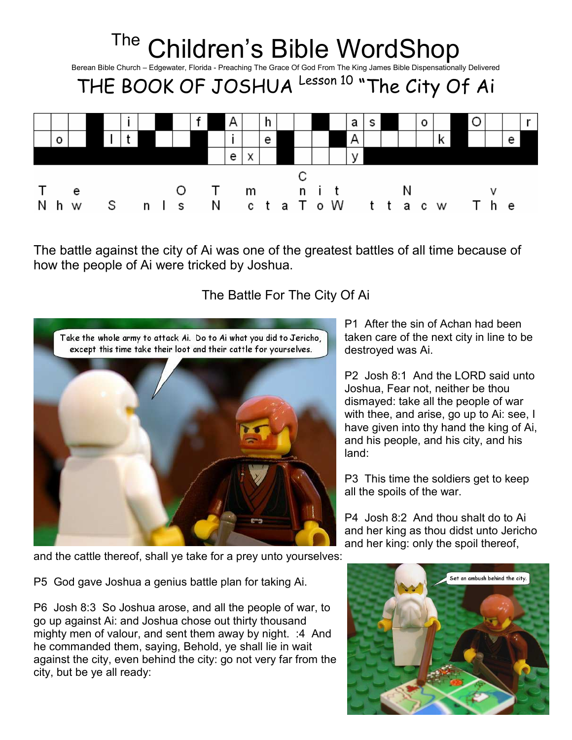# The Children's Bible WordShop

Berean Bible Church – Edgewater, Florida - Preaching The Grace Of God From The King James Bible Dispensationally Delivered

## THE BOOK OF JOSHUA Lesson 10 "The City Of Ai

```
      i     f  A  h     a s   o   O   r
  o   I t      i  e     A       k   e
               e x      y

                        C
T  e       O  T   m     n i t      N      v
N h w  S  n l s  N  c t a T o W  t t a c w  T h e
```

The battle against the city of Ai was one of the greatest battles of all time because of how the people of Ai were tricked by Joshua.

### The Battle For The City Of Ai

P1 After the sin of Achan had been taken care of the next city in line to be destroyed was Ai.

P2 Josh 8:1 And the LORD said unto Joshua, Fear not, neither be thou dismayed: take all the people of war with thee, and arise, go up to Ai: see, I have given into thy hand the king of Ai, and his people, and his city, and his land:

P3 This time the soldiers get to keep all the spoils of the war.

P4 Josh 8:2 And thou shalt do to Ai and her king as thou didst unto Jericho and her king: only the spoil thereof, and the cattle thereof, shall ye take for a prey unto yourselves:

P5 God gave Joshua a genius battle plan for taking Ai.

P6 Josh 8:3 So Joshua arose, and all the people of war, to go up against Ai: and Joshua chose out thirty thousand mighty men of valour, and sent them away by night. :4 And he commanded them, saying, Behold, ye shall lie in wait against the city, even behind the city: go not very far from the city, but be ye all ready: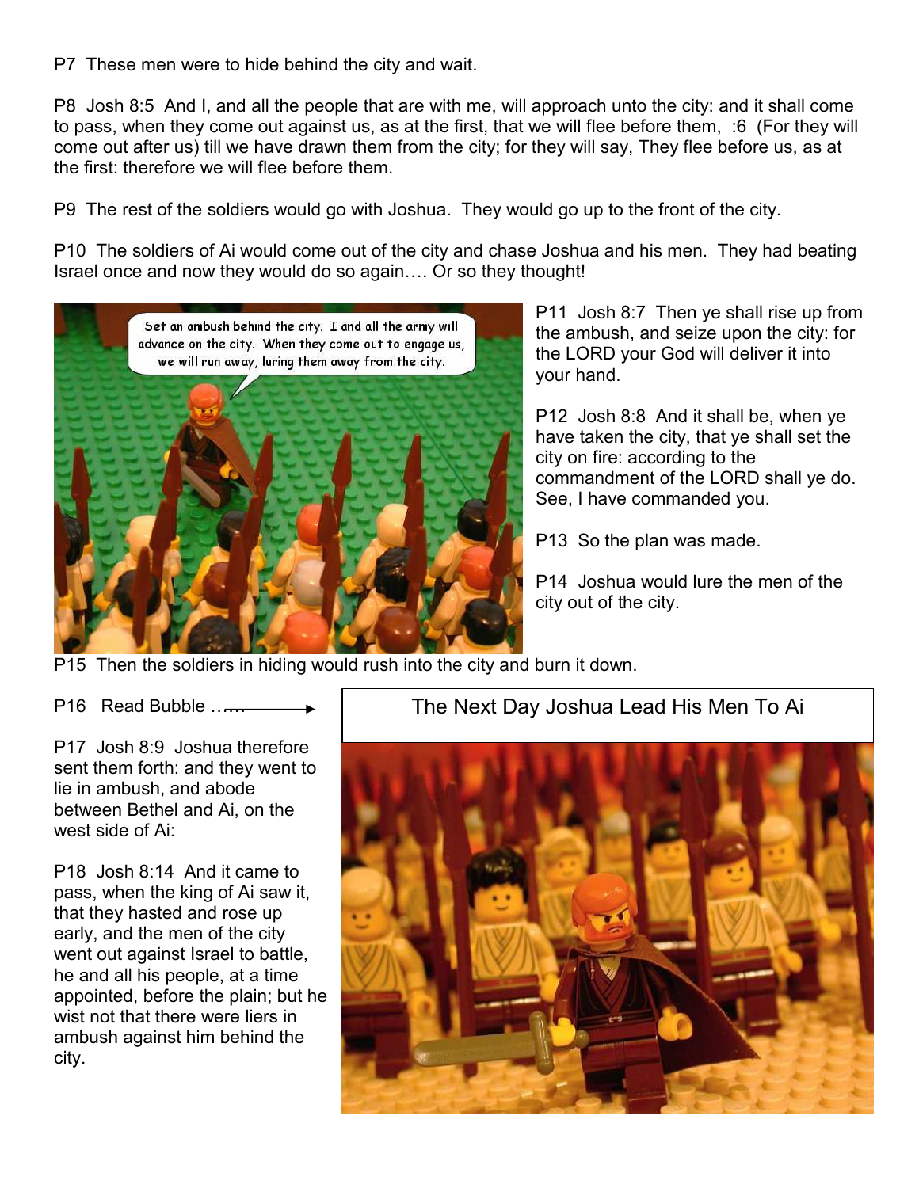P7 These men were to hide behind the city and wait.

P8 Josh 8:5 And I, and all the people that are with me, will approach unto the city: and it shall come to pass, when they come out against us, as at the first, that we will flee before them, :6 (For they will come out after us) till we have drawn them from the city; for they will say, They flee before us, as at the first: therefore we will flee before them.

P9 The rest of the soldiers would go with Joshua. They would go up to the front of the city.

P10 The soldiers of Ai would come out of the city and chase Joshua and his men. They had beating Israel once and now they would do so again…. Or so they thought!

P11 Josh 8:7 Then ye shall rise up from the ambush, and seize upon the city: for the LORD your God will deliver it into your hand.

P12 Josh 8:8 And it shall be, when ye have taken the city, that ye shall set the city on fire: according to the commandment of the LORD shall ye do. See, I have commanded you.

P13 So the plan was made.

P14 Joshua would lure the men of the city out of the city.

P15 Then the soldiers in hiding would rush into the city and burn it down.

P16 Read Bubble …….

P17 Josh 8:9 Joshua therefore sent them forth: and they went to lie in ambush, and abode between Bethel and Ai, on the west side of Ai:

P18 Josh 8:14 And it came to pass, when the king of Ai saw it, that they hasted and rose up early, and the men of the city went out against Israel to battle, he and all his people, at a time appointed, before the plain; but he wist not that there were liers in ambush against him behind the city.

The Next Day Joshua Lead His Men To Ai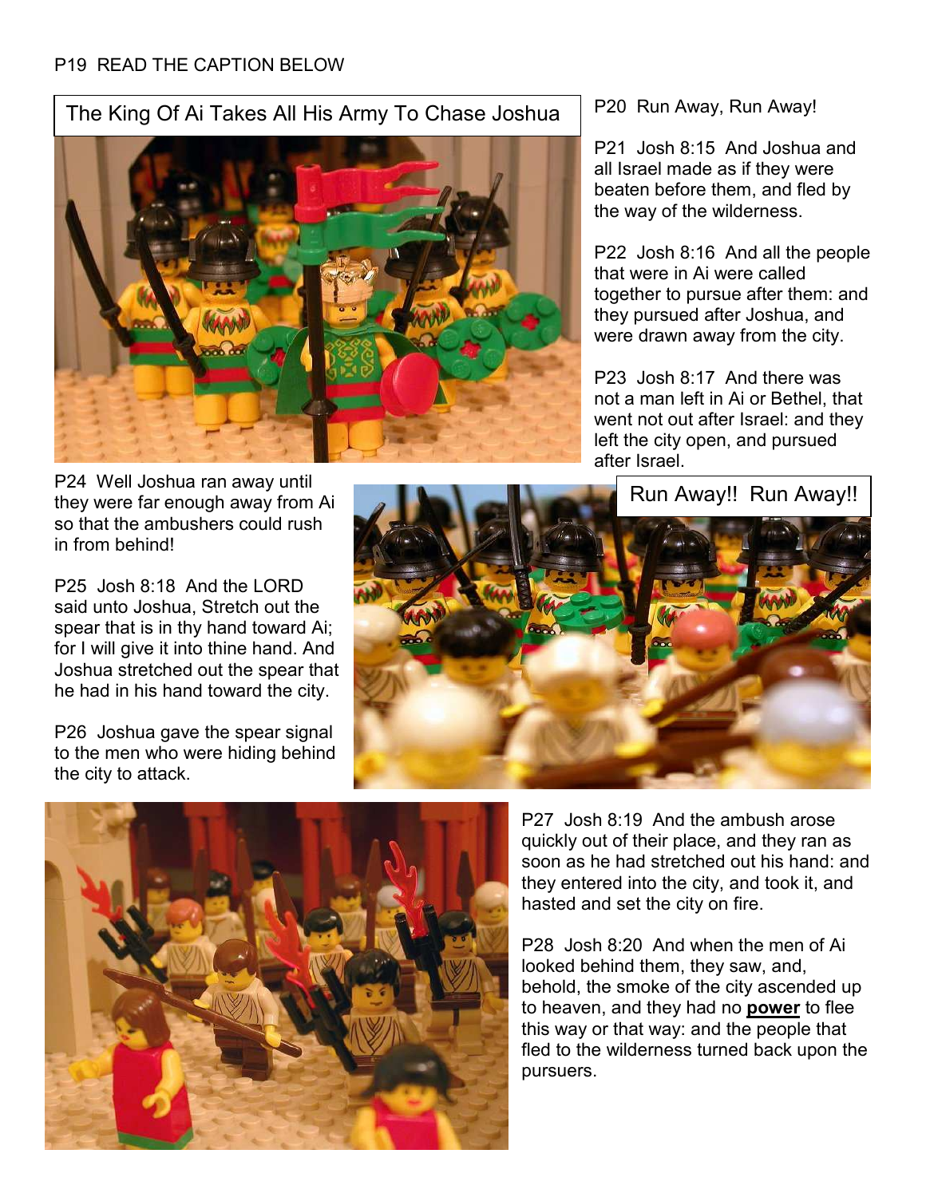P19 READ THE CAPTION BELOW

The King Of Ai Takes All His Army To Chase Joshua

P20 Run Away, Run Away!

P21 Josh 8:15 And Joshua and all Israel made as if they were beaten before them, and fled by the way of the wilderness.

P22 Josh 8:16 And all the people that were in Ai were called together to pursue after them: and they pursued after Joshua, and were drawn away from the city.

P23 Josh 8:17 And there was not a man left in Ai or Bethel, that went not out after Israel: and they left the city open, and pursued after Israel.

Run Away!! Run Away!!

P24 Well Joshua ran away until they were far enough away from Ai so that the ambushers could rush in from behind!

P25 Josh 8:18 And the LORD said unto Joshua, Stretch out the spear that is in thy hand toward Ai; for I will give it into thine hand. And Joshua stretched out the spear that he had in his hand toward the city.

P26 Joshua gave the spear signal to the men who were hiding behind the city to attack.

P27 Josh 8:19 And the ambush arose quickly out of their place, and they ran as soon as he had stretched out his hand: and they entered into the city, and took it, and hasted and set the city on fire.

P28 Josh 8:20 And when the men of Ai looked behind them, they saw, and, behold, the smoke of the city ascended up to heaven, and they had no **power** to flee this way or that way: and the people that fled to the wilderness turned back upon the pursuers.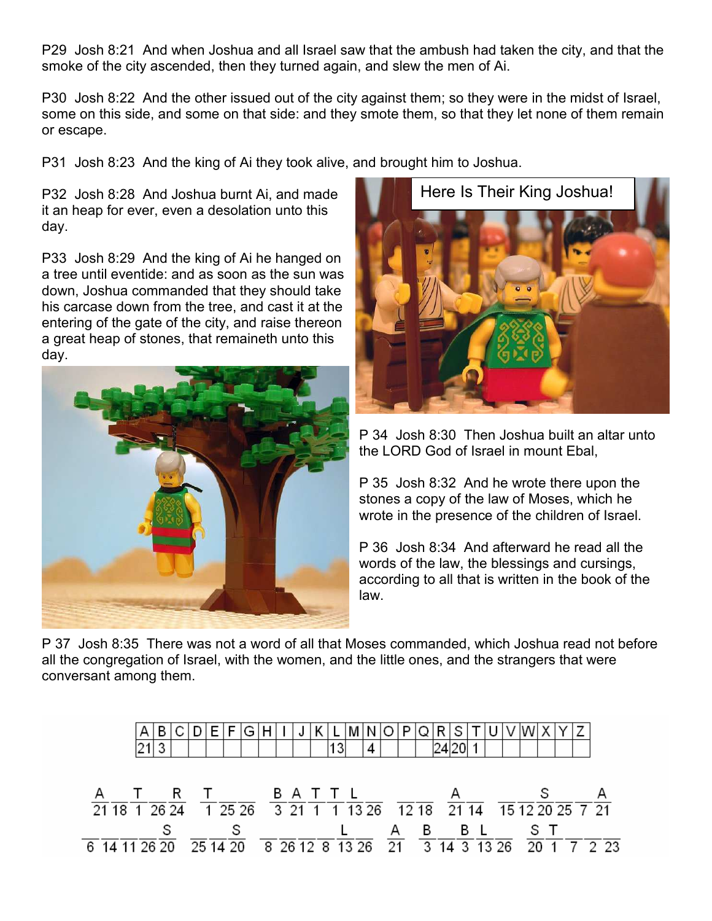P29 Josh 8:21 And when Joshua and all Israel saw that the ambush had taken the city, and that the smoke of the city ascended, then they turned again, and slew the men of Ai.

P30 Josh 8:22 And the other issued out of the city against them; so they were in the midst of Israel, some on this side, and some on that side: and they smote them, so that they let none of them remain or escape.

P31 Josh 8:23 And the king of Ai they took alive, and brought him to Joshua.

P32 Josh 8:28 And Joshua burnt Ai, and made it an heap for ever, even a desolation unto this day.

P33 Josh 8:29 And the king of Ai he hanged on a tree until eventide: and as soon as the sun was down, Joshua commanded that they should take his carcase down from the tree, and cast it at the entering of the gate of the city, and raise thereon a great heap of stones, that remaineth unto this day.

P 34 Josh 8:30 Then Joshua built an altar unto the LORD God of Israel in mount Ebal,

P 35 Josh 8:32 And he wrote there upon the stones a copy of the law of Moses, which he wrote in the presence of the children of Israel.

P 36 Josh 8:34 And afterward he read all the words of the law, the blessings and cursings, according to all that is written in the book of the law.

P 37 Josh 8:35 There was not a word of all that Moses commanded, which Joshua read not before all the congregation of Israel, with the women, and the little ones, and the strangers that were conversant among them.

| A | B | C | D | E | F | G | H | I | J | K | L | M | N | O | P | Q | R | S | T | U | V | W | X | Y | Z |
|---|---|---|---|---|---|---|---|---|---|---|---|---|---|---|---|---|---|---|---|---|---|---|---|---|---|
| 21 | 3 | | | | | | | | | | 13 | | 4 | | | | 24 | 20 | 1 | | | | | | |

| A | _ | T | _ | R | | T | _ | _ | | B | A | T | T | L | _ | | _ | _ | | A | _ | | _ | _ | S | _ | _ | A |
|---|---|---|---|---|---|---|---|---|---|---|---|---|---|---|---|---|---|---|---|---|---|---|---|---|---|---|---|---|
| 21 | 18 | 1 | 26 | 24 | | 1 | 25 | 26 | | 3 | 21 | 1 | 1 | 13 | 26 | | 12 | 18 | | 21 | 14 | | 15 | 12 | 20 | 25 | 7 | 21 |

| _ | _ | _ | _ | S | | _ | _ | S | | _ | _ | _ | _ | L | _ | | A | | B | _ | B | L | _ | | S | T | _ | _ | _ |
|---|---|---|---|---|---|---|---|---|---|---|---|---|---|---|---|---|---|---|---|---|---|---|---|---|---|---|---|---|---|
| 6 | 14 | 11 | 26 | 20 | | 25 | 14 | 20 | | 8 | 26 | 12 | 8 | 13 | 26 | | 21 | | 3 | 14 | 3 | 13 | 26 | | 20 | 1 | 7 | 2 | 23 |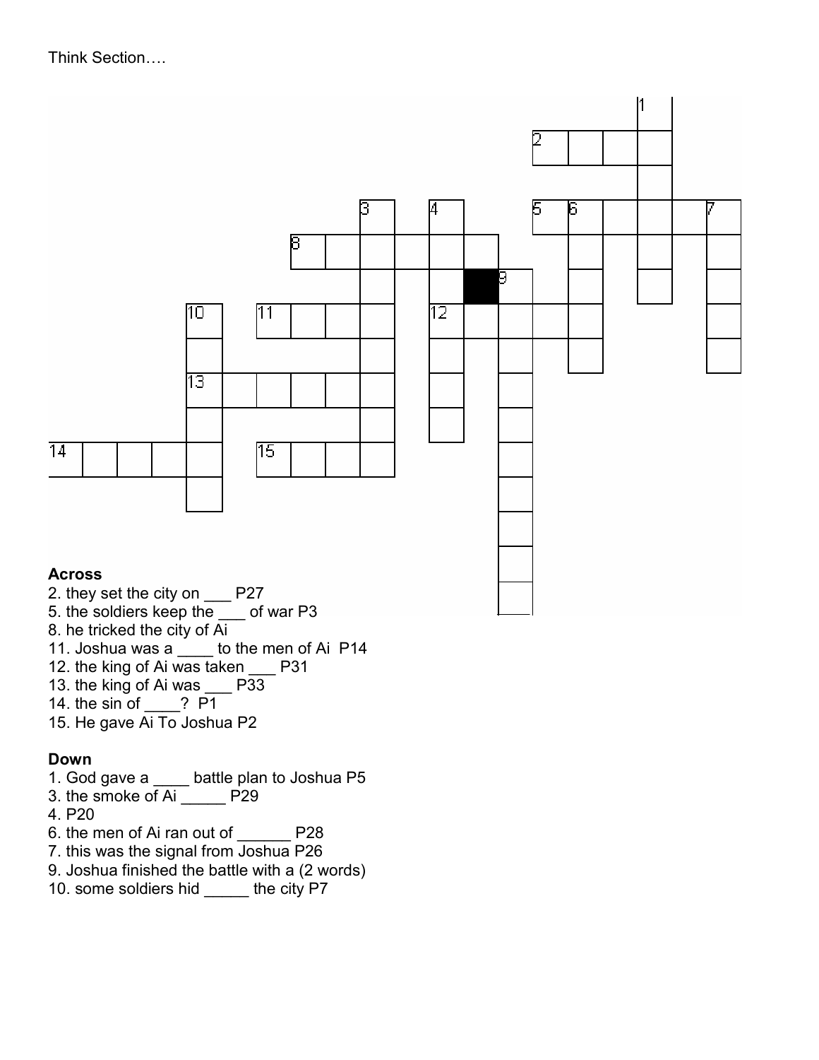Think Section….

**Across**

2. they set the city on ___ P27
5. the soldiers keep the ___ of war P3
8. he tricked the city of Ai
11. Joshua was a ____ to the men of Ai P14
12. the king of Ai was taken ___ P31
13. the king of Ai was ___ P33
14. the sin of ____? P1
15. He gave Ai To Joshua P2

**Down**

1. God gave a ____ battle plan to Joshua P5
3. the smoke of Ai _____ P29
4. P20
6. the men of Ai ran out of ______ P28
7. this was the signal from Joshua P26
9. Joshua finished the battle with a (2 words)
10. some soldiers hid _____ the city P7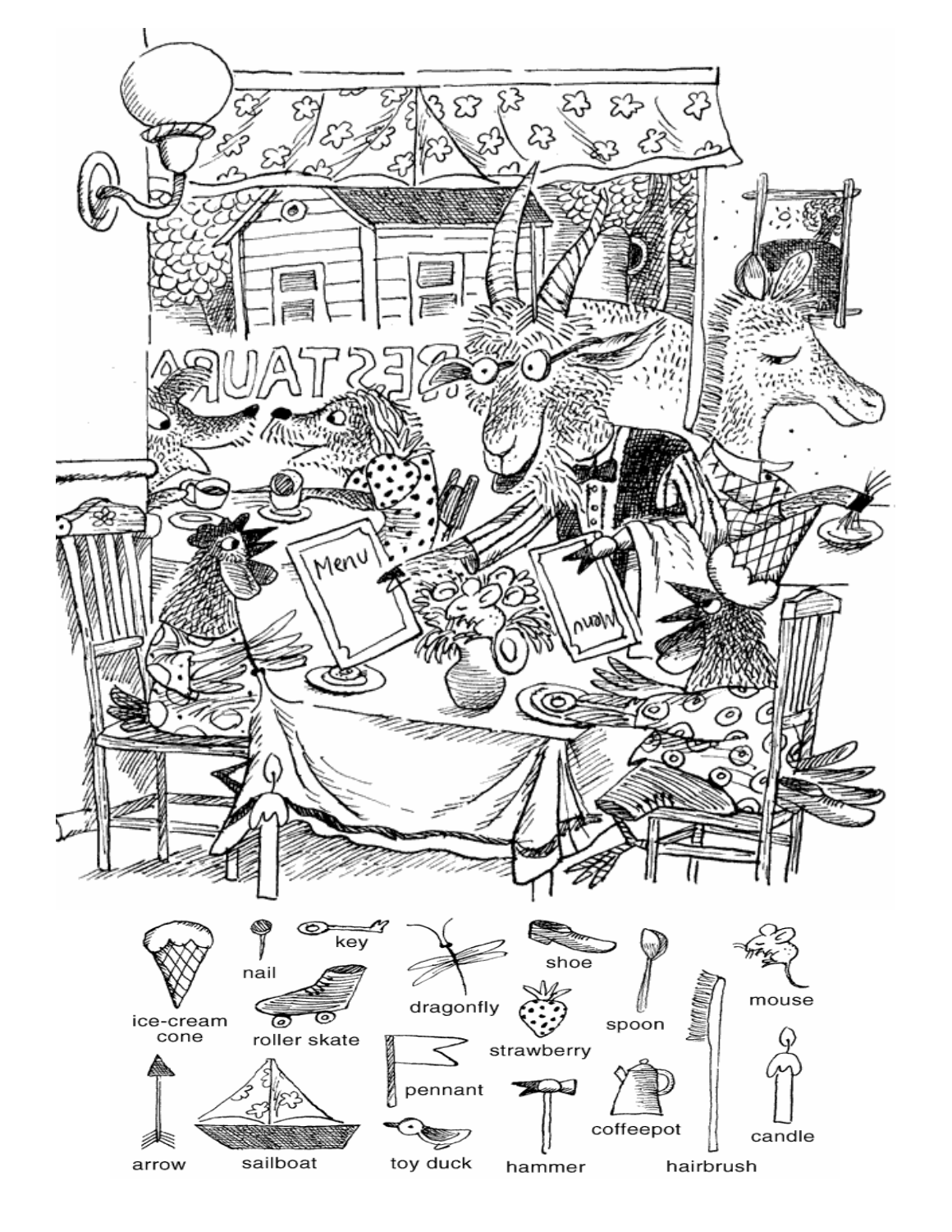ice-cream cone
nail
key
roller skate
dragonfly
shoe
strawberry
spoon
mouse
arrow
sailboat
pennant
toy duck
hammer
coffeepot
hairbrush
candle